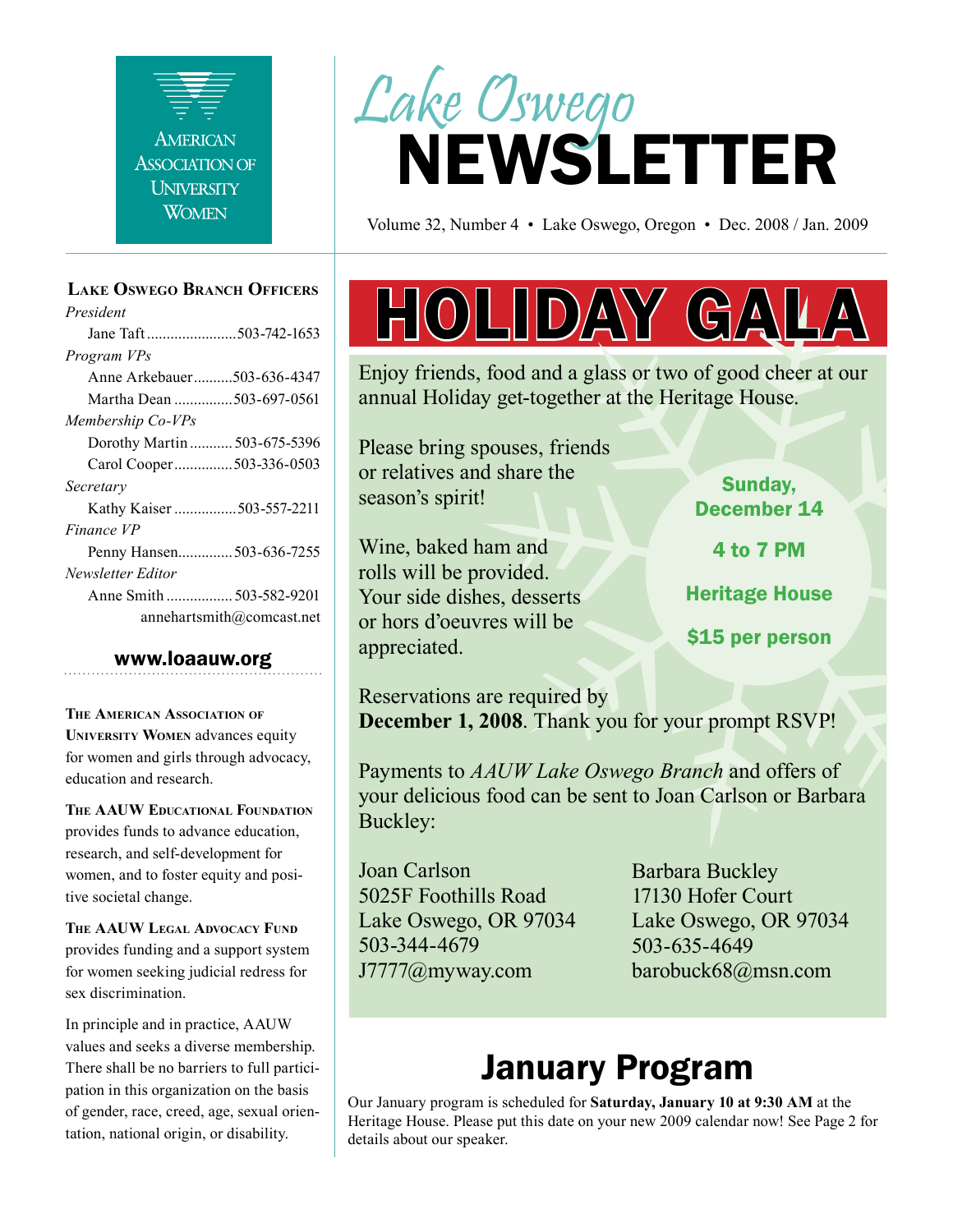# Lake Oswego NEWSLETTER

American Association of University Women

Volume 32, Number 4 • Lake Oswego, Oregon • Dec. 2008 / Jan. 2009

# HOLIDAY GALA

Enjoy friends, food and a glass or two of good cheer at our annual Holiday get-together at the Heritage House.

Please bring spouses, friends or relatives and share the season's spirit!

Wine, baked ham and rolls will be provided. Your side dishes, desserts or hors d'oeuvres will be appreciated.

**Sunday, December 14**

**4 to 7 PM**

**Heritage House**

**$15 per person**

Reservations are required by **December 1, 2008**. Thank you for your prompt RSVP!

Payments to *AAUW Lake Oswego Branch* and offers of your delicious food can be sent to Joan Carlson or Barbara Buckley:

Joan Carlson
5025F Foothills Road
Lake Oswego, OR 97034
503-344-4679
J7777@myway.com

Barbara Buckley
17130 Hofer Court
Lake Oswego, OR 97034
503-635-4649
barobuck68@msn.com

# January Program

Our January program is scheduled for **Saturday, January 10 at 9:30 AM** at the Heritage House. Please put this date on your new 2009 calendar now! See Page 2 for details about our speaker.

---

### Lake Oswego Branch Officers

*President*
Jane Taft ........ 503-742-1653

*Program VPs*
Anne Arkebauer ........ 503-636-4347
Martha Dean ........ 503-697-0561

*Membership Co-VPs*
Dorothy Martin ........ 503-675-5396
Carol Cooper ........ 503-336-0503

*Secretary*
Kathy Kaiser ........ 503-557-2211

*Finance VP*
Penny Hansen ........ 503-636-7255

*Newsletter Editor*
Anne Smith ........ 503-582-9201
annehartsmith@comcast.net

**www.loaauw.org**

**The American Association of University Women** advances equity for women and girls through advocacy, education and research.

**The AAUW Educational Foundation** provides funds to advance education, research, and self-development for women, and to foster equity and positive societal change.

**The AAUW Legal Advocacy Fund** provides funding and a support system for women seeking judicial redress for sex discrimination.

In principle and in practice, AAUW values and seeks a diverse membership. There shall be no barriers to full participation in this organization on the basis of gender, race, creed, age, sexual orientation, national origin, or disability.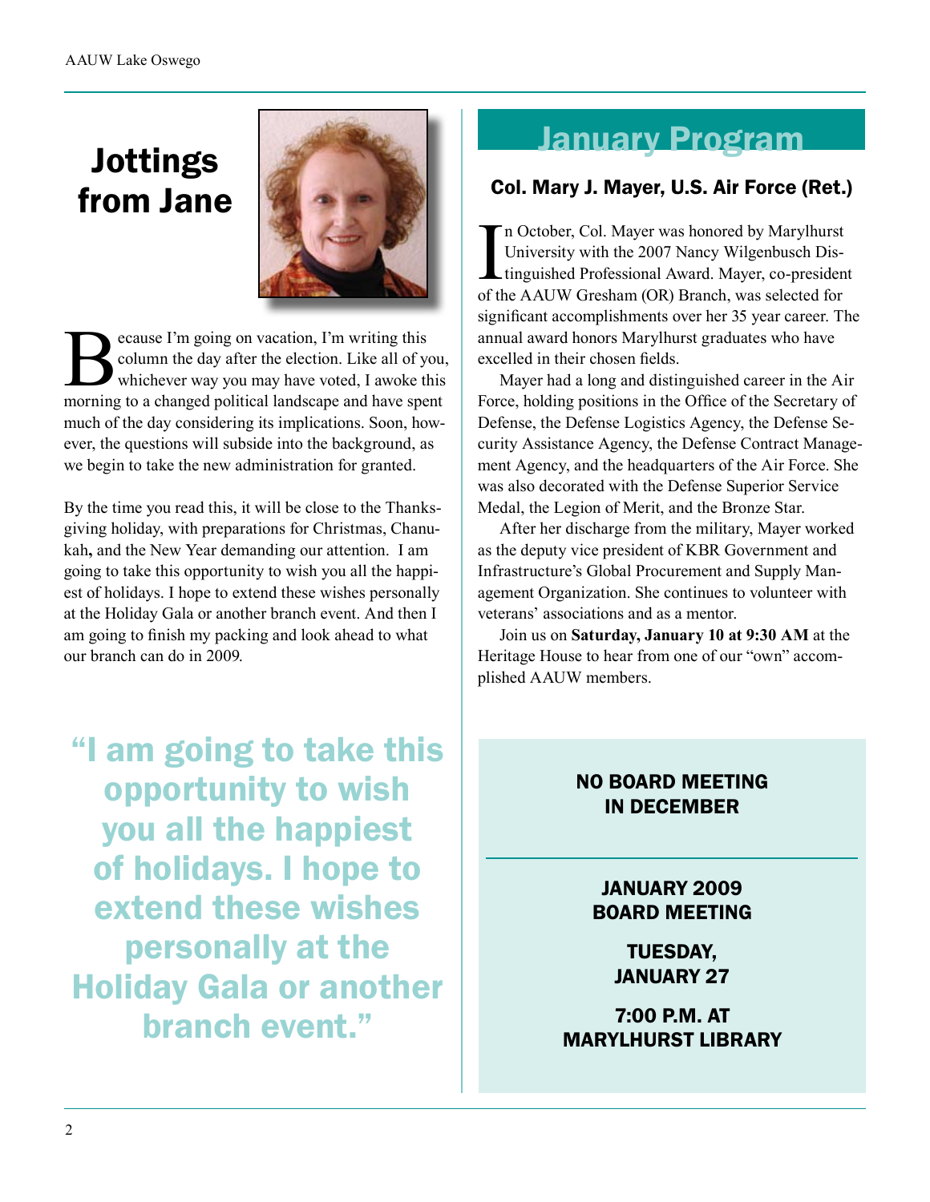# Jottings from Jane

Because I'm going on vacation, I'm writing this column the day after the election. Like all of you, whichever way you may have voted, I awoke this morning to a changed political landscape and have spent much of the day considering its implications. Soon, however, the questions will subside into the background, as we begin to take the new administration for granted.

By the time you read this, it will be close to the Thanksgiving holiday, with preparations for Christmas, Chanukah**,** and the New Year demanding our attention. I am going to take this opportunity to wish you all the happiest of holidays. I hope to extend these wishes personally at the Holiday Gala or another branch event. And then I am going to finish my packing and look ahead to what our branch can do in 2009.

> **"I am going to take this opportunity to wish you all the happiest of holidays. I hope to extend these wishes personally at the Holiday Gala or another branch event."**

# January Program

## Col. Mary J. Mayer, U.S. Air Force (Ret.)

In October, Col. Mayer was honored by Marylhurst University with the 2007 Nancy Wilgenbusch Distinguished Professional Award. Mayer, co-president of the AAUW Gresham (OR) Branch, was selected for significant accomplishments over her 35 year career. The annual award honors Marylhurst graduates who have excelled in their chosen fields.

Mayer had a long and distinguished career in the Air Force, holding positions in the Office of the Secretary of Defense, the Defense Logistics Agency, the Defense Security Assistance Agency, the Defense Contract Management Agency, and the headquarters of the Air Force. She was also decorated with the Defense Superior Service Medal, the Legion of Merit, and the Bronze Star.

After her discharge from the military, Mayer worked as the deputy vice president of KBR Government and Infrastructure's Global Procurement and Supply Management Organization. She continues to volunteer with veterans' associations and as a mentor.

Join us on **Saturday, January 10 at 9:30 AM** at the Heritage House to hear from one of our "own" accomplished AAUW members.

**NO BOARD MEETING IN DECEMBER**

---

**JANUARY 2009 BOARD MEETING**

**TUESDAY, JANUARY 27**

**7:00 P.M. AT MARYLHURST LIBRARY**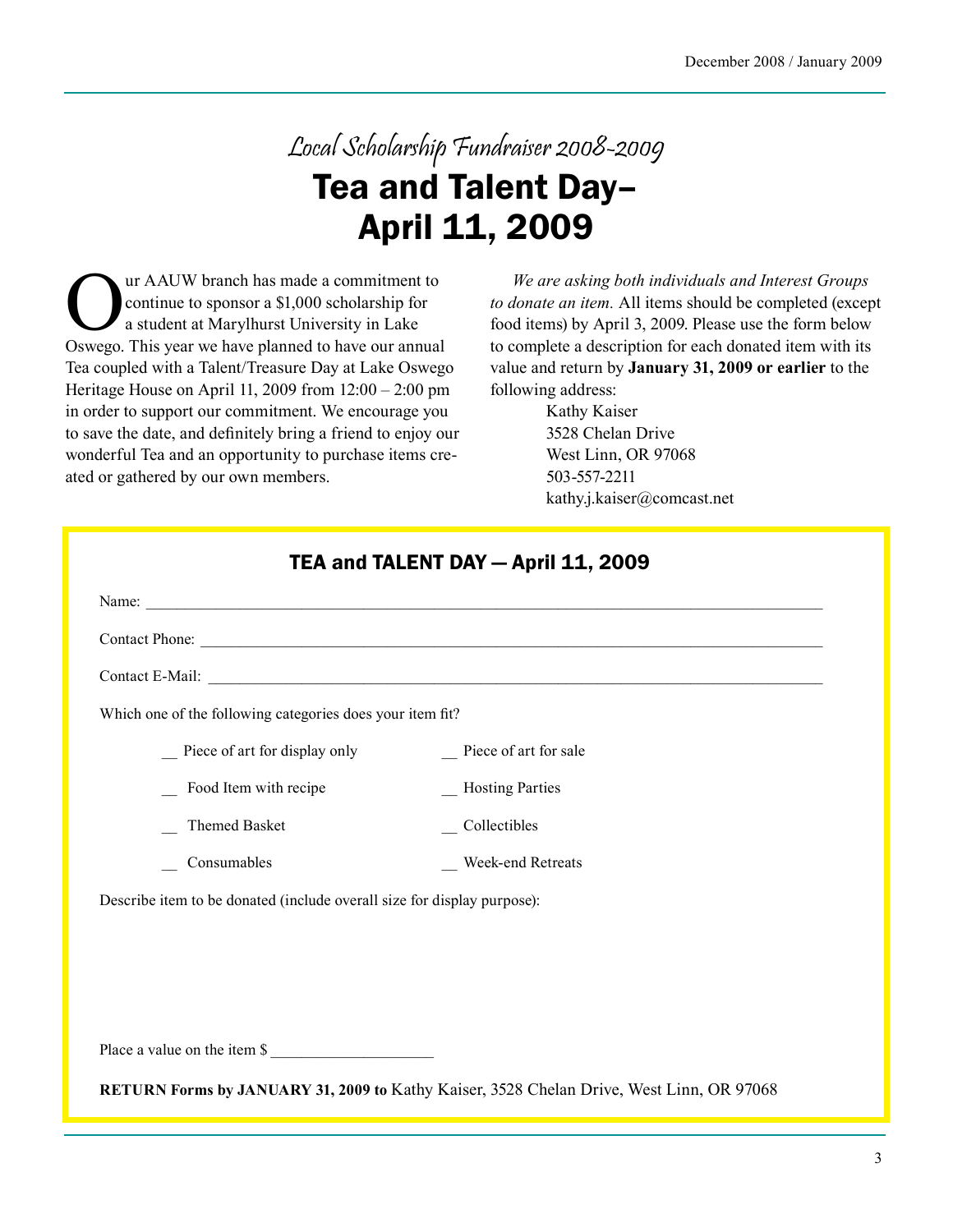*Local Scholarship Fundraiser 2008-2009*

# Tea and Talent Day– April 11, 2009

Our AAUW branch has made a commitment to continue to sponsor a $1,000 scholarship for a student at Marylhurst University in Lake Oswego. This year we have planned to have our annual Tea coupled with a Talent/Treasure Day at Lake Oswego Heritage House on April 11, 2009 from 12:00 – 2:00 pm in order to support our commitment. We encourage you to save the date, and definitely bring a friend to enjoy our wonderful Tea and an opportunity to purchase items created or gathered by our own members.

*We are asking both individuals and Interest Groups to donate an item.* All items should be completed (except food items) by April 3, 2009. Please use the form below to complete a description for each donated item with its value and return by **January 31, 2009 or earlier** to the following address:

Kathy Kaiser
3528 Chelan Drive
West Linn, OR 97068
503-557-2211
kathy.j.kaiser@comcast.net

## TEA and TALENT DAY — April 11, 2009

Name: ______________________________________________

Contact Phone: ______________________________________________

Contact E-Mail: ______________________________________________

Which one of the following categories does your item fit?

__ Piece of art for display only
__ Piece of art for sale
__ Food Item with recipe
__ Hosting Parties
__ Themed Basket
__ Collectibles
__ Consumables
__ Week-end Retreats

Describe item to be donated (include overall size for display purpose):

Place a value on the item $ ____________________

**RETURN Forms by JANUARY 31, 2009 to** Kathy Kaiser, 3528 Chelan Drive, West Linn, OR 97068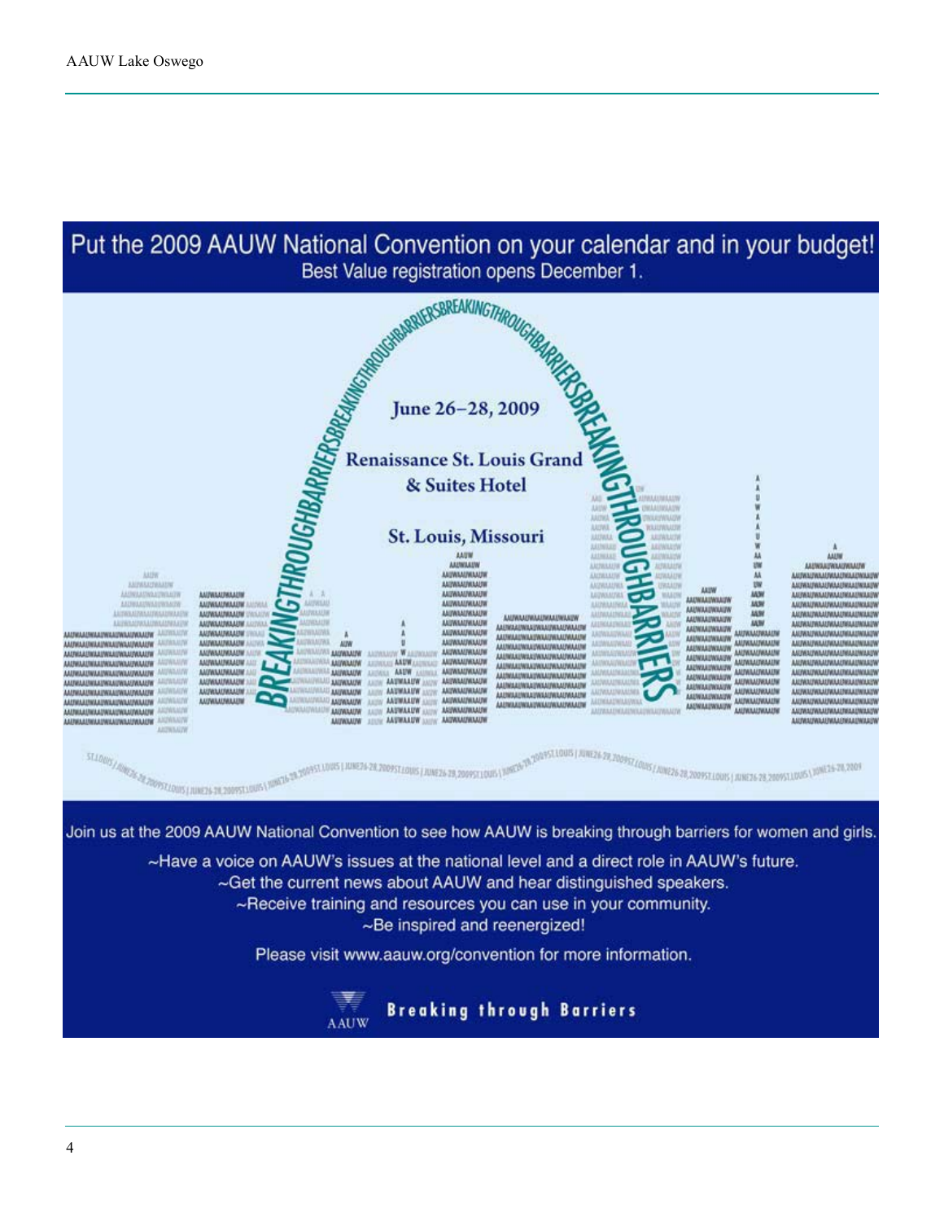# Put the 2009 AAUW National Convention on your calendar and in your budget!

Best Value registration opens December 1.

June 26–28, 2009

Renaissance St. Louis Grand & Suites Hotel

St. Louis, Missouri

Join us at the 2009 AAUW National Convention to see how AAUW is breaking through barriers for women and girls.

~Have a voice on AAUW's issues at the national level and a direct role in AAUW's future.
~Get the current news about AAUW and hear distinguished speakers.
~Receive training and resources you can use in your community.
~Be inspired and reenergized!

Please visit www.aauw.org/convention for more information.

AAUW **Breaking through Barriers**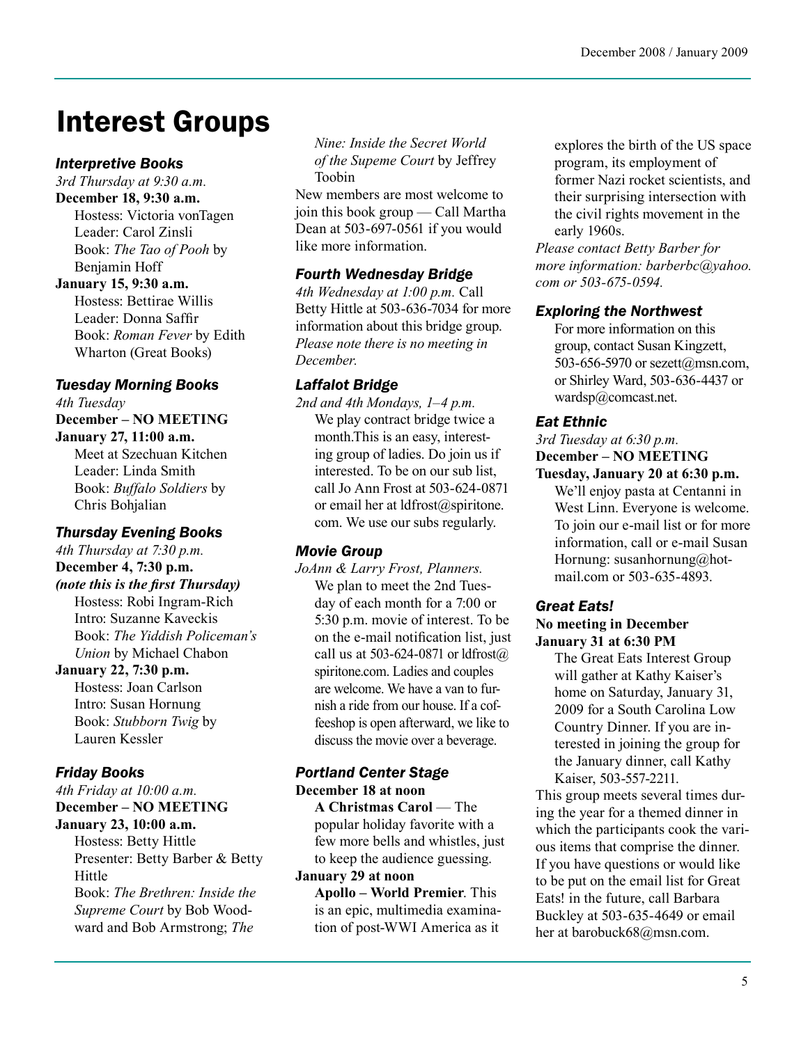# Interest Groups

### *Interpretive Books*

*3rd Thursday at 9:30 a.m.*

**December 18, 9:30 a.m.**
Hostess: Victoria vonTagen
Leader: Carol Zinsli
Book: *The Tao of Pooh* by Benjamin Hoff

**January 15, 9:30 a.m.**
Hostess: Bettirae Willis
Leader: Donna Saffir
Book: *Roman Fever* by Edith Wharton (Great Books)

### *Tuesday Morning Books*

*4th Tuesday*

**December – NO MEETING**

**January 27, 11:00 a.m.**
Meet at Szechuan Kitchen
Leader: Linda Smith
Book: *Buffalo Soldiers* by Chris Bohjalian

### *Thursday Evening Books*

*4th Thursday at 7:30 p.m.*

**December 4, 7:30 p.m.**
***(note this is the first Thursday)***
Hostess: Robi Ingram-Rich
Intro: Suzanne Kaveckis
Book: *The Yiddish Policeman's Union* by Michael Chabon

**January 22, 7:30 p.m.**
Hostess: Joan Carlson
Intro: Susan Hornung
Book: *Stubborn Twig* by Lauren Kessler

### *Friday Books*

*4th Friday at 10:00 a.m.*

**December – NO MEETING**

**January 23, 10:00 a.m.**
Hostess: Betty Hittle
Presenter: Betty Barber & Betty Hittle
Book: *The Brethren: Inside the Supreme Court* by Bob Woodward and Bob Armstrong; *The Nine: Inside the Secret World of the Supeme Court* by Jeffrey Toobin

New members are most welcome to join this book group — Call Martha Dean at 503-697-0561 if you would like more information.

### *Fourth Wednesday Bridge*

*4th Wednesday at 1:00 p.m.* Call Betty Hittle at 503-636-7034 for more information about this bridge group. *Please note there is no meeting in December.*

### *Laffalot Bridge*

*2nd and 4th Mondays, 1–4 p.m.*
We play contract bridge twice a month.This is an easy, interesting group of ladies. Do join us if interested. To be on our sub list, call Jo Ann Frost at 503-624-0871 or email her at ldfrost@spiritone.com. We use our subs regularly.

### *Movie Group*

*JoAnn & Larry Frost, Planners.*
We plan to meet the 2nd Tuesday of each month for a 7:00 or 5:30 p.m. movie of interest. To be on the e-mail notification list, just call us at 503-624-0871 or ldfrost@spiritone.com. Ladies and couples are welcome. We have a van to furnish a ride from our house. If a coffeeshop is open afterward, we like to discuss the movie over a beverage.

### *Portland Center Stage*

**December 18 at noon**
**A Christmas Carol** — The popular holiday favorite with a few more bells and whistles, just to keep the audience guessing.

**January 29 at noon**
**Apollo – World Premier**. This is an epic, multimedia examination of post-WWI America as it explores the birth of the US space program, its employment of former Nazi rocket scientists, and their surprising intersection with the civil rights movement in the early 1960s.

*Please contact Betty Barber for more information: barberbc@yahoo.com or 503-675-0594.*

### *Exploring the Northwest*

For more information on this group, contact Susan Kingzett, 503-656-5970 or sezett@msn.com, or Shirley Ward, 503-636-4437 or wardsp@comcast.net.

### *Eat Ethnic*

*3rd Tuesday at 6:30 p.m.*

**December – NO MEETING**

**Tuesday, January 20 at 6:30 p.m.**
We'll enjoy pasta at Centanni in West Linn. Everyone is welcome. To join our e-mail list or for more information, call or e-mail Susan Hornung: susanhornung@hotmail.com or 503-635-4893.

### *Great Eats!*

**No meeting in December**

**January 31 at 6:30 PM**
The Great Eats Interest Group will gather at Kathy Kaiser's home on Saturday, January 31, 2009 for a South Carolina Low Country Dinner. If you are interested in joining the group for the January dinner, call Kathy Kaiser, 503-557-2211.

This group meets several times during the year for a themed dinner in which the participants cook the various items that comprise the dinner. If you have questions or would like to be put on the email list for Great Eats! in the future, call Barbara Buckley at 503-635-4649 or email her at barobuck68@msn.com.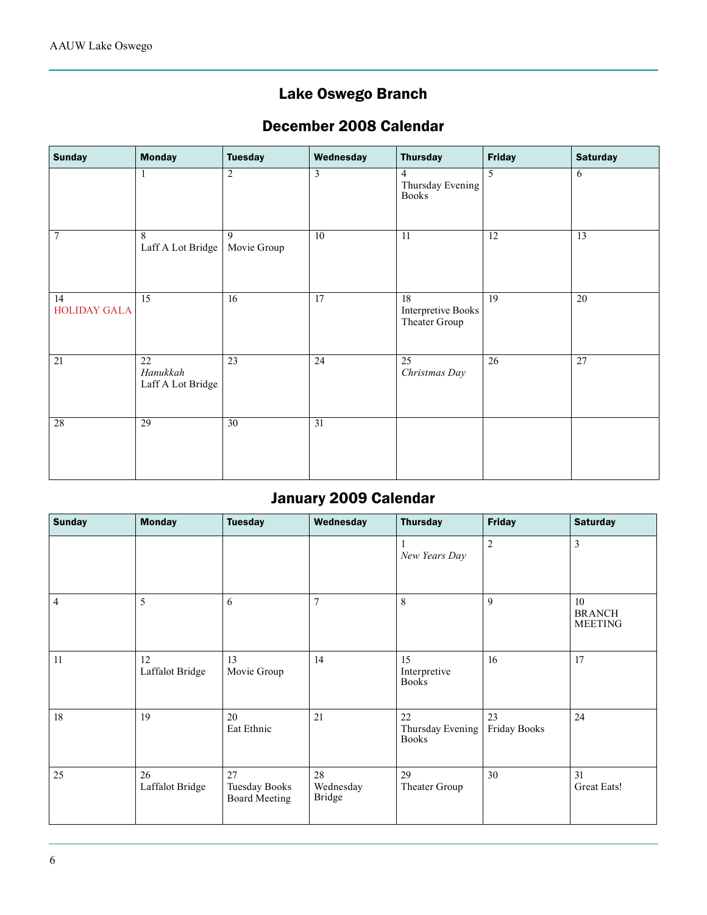## Lake Oswego Branch

## December 2008 Calendar

| Sunday | Monday | Tuesday | Wednesday | Thursday | Friday | Saturday |
|---|---|---|---|---|---|---|
| | 1 | 2 | 3 | 4<br>Thursday Evening Books | 5 | 6 |
| 7 | 8<br>Laff A Lot Bridge | 9<br>Movie Group | 10 | 11 | 12 | 13 |
| 14<br>HOLIDAY GALA | 15 | 16 | 17 | 18<br>Interpretive Books<br>Theater Group | 19 | 20 |
| 21 | 22<br>*Hanukkah*<br>Laff A Lot Bridge | 23 | 24 | 25<br>*Christmas Day* | 26 | 27 |
| 28 | 29 | 30 | 31 | | | |

## January 2009 Calendar

| Sunday | Monday | Tuesday | Wednesday | Thursday | Friday | Saturday |
|---|---|---|---|---|---|---|
| | | | | 1<br>*New Years Day* | 2 | 3 |
| 4 | 5 | 6 | 7 | 8 | 9 | 10<br>BRANCH MEETING |
| 11 | 12<br>Laffalot Bridge | 13<br>Movie Group | 14 | 15<br>Interpretive Books | 16 | 17 |
| 18 | 19 | 20<br>Eat Ethnic | 21 | 22<br>Thursday Evening Books | 23<br>Friday Books | 24 |
| 25 | 26<br>Laffalot Bridge | 27<br>Tuesday Books<br>Board Meeting | 28<br>Wednesday Bridge | 29<br>Theater Group | 30 | 31<br>Great Eats! |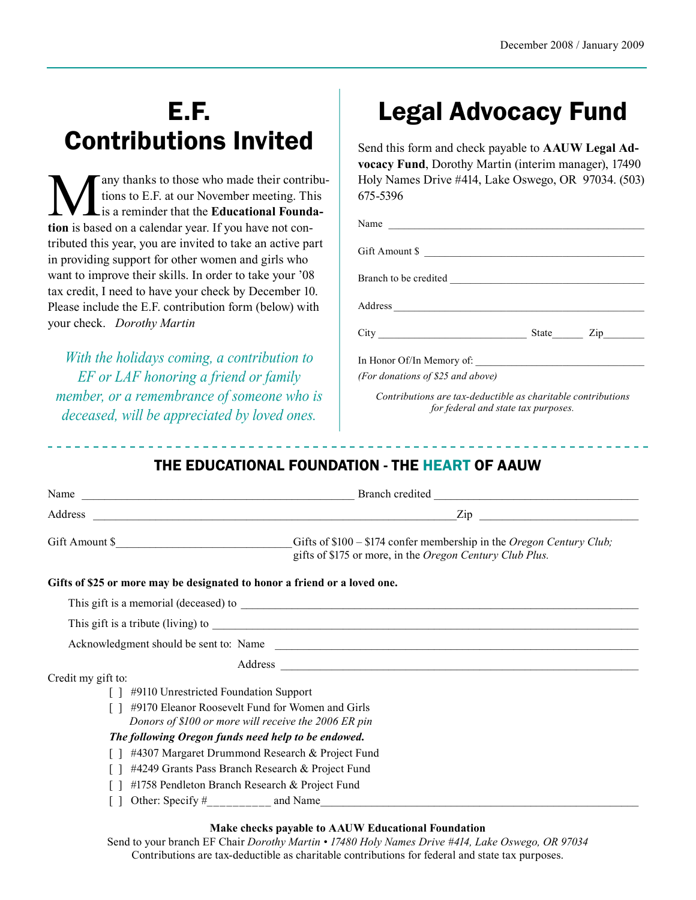# E.F. Contributions Invited

Many thanks to those who made their contributions to E.F. at our November meeting. This is a reminder that the **Educational Foundation** is based on a calendar year. If you have not contributed this year, you are invited to take an active part in providing support for other women and girls who want to improve their skills. In order to take your '08 tax credit, I need to have your check by December 10. Please include the E.F. contribution form (below) with your check. *Dorothy Martin*

*With the holidays coming, a contribution to EF or LAF honoring a friend or family member, or a remembrance of someone who is deceased, will be appreciated by loved ones.*

# Legal Advocacy Fund

Send this form and check payable to **AAUW Legal Advocacy Fund**, Dorothy Martin (interim manager), 17490 Holy Names Drive #414, Lake Oswego, OR 97034. (503) 675-5396

Name ______________________________

Gift Amount $ ______________________________

Branch to be credited ______________________________

Address ______________________________

City ____________________ State______ Zip________

In Honor Of/In Memory of: ______________________________

*(For donations of $25 and above)*

*Contributions are tax-deductible as charitable contributions for federal and state tax purposes.*

---

## THE EDUCATIONAL FOUNDATION - THE HEART OF AAUW

Name ______________________________ Branch credited ______________________________

Address ______________________________ Zip ______________________________

Gift Amount $______________________________ Gifts of $100 – $174 confer membership in the *Oregon Century Club;* gifts of $175 or more, in the *Oregon Century Club Plus.*

**Gifts of $25 or more may be designated to honor a friend or a loved one.**

This gift is a memorial (deceased) to ______________________________

This gift is a tribute (living) to ______________________________

Acknowledgment should be sent to: Name ______________________________

Address ______________________________

Credit my gift to:

- [ ] #9110 Unrestricted Foundation Support
- [ ] #9170 Eleanor Roosevelt Fund for Women and Girls
  *Donors of $100 or more will receive the 2006 ER pin*

***The following Oregon funds need help to be endowed.***

- [ ] #4307 Margaret Drummond Research & Project Fund
- [ ] #4249 Grants Pass Branch Research & Project Fund
- [ ] #1758 Pendleton Branch Research & Project Fund
- [ ] Other: Specify #__________ and Name______________________________

**Make checks payable to AAUW Educational Foundation**

Send to your branch EF Chair *Dorothy Martin • 17480 Holy Names Drive #414, Lake Oswego, OR 97034*

Contributions are tax-deductible as charitable contributions for federal and state tax purposes.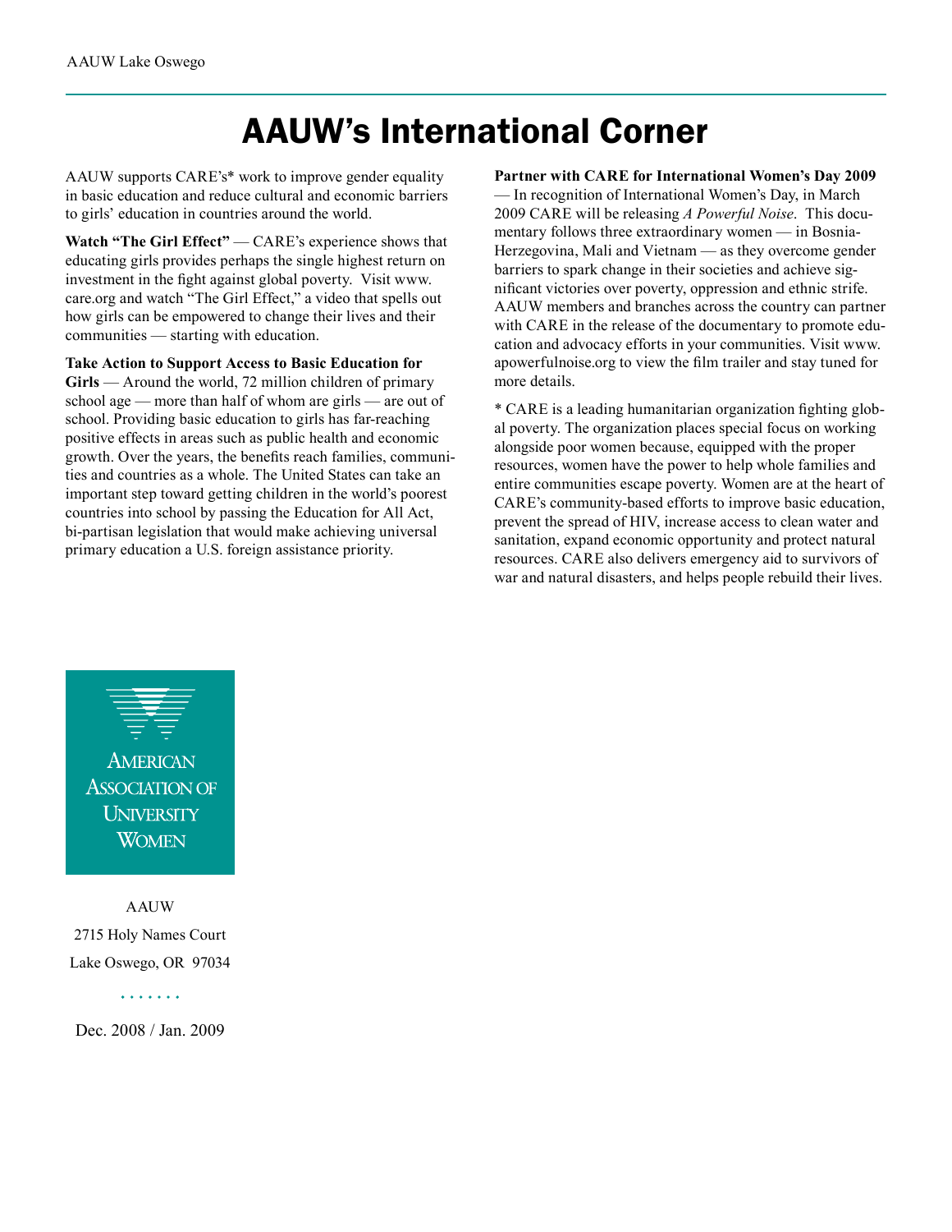# AAUW's International Corner

AAUW supports CARE's* work to improve gender equality in basic education and reduce cultural and economic barriers to girls' education in countries around the world.

**Watch "The Girl Effect"** — CARE's experience shows that educating girls provides perhaps the single highest return on investment in the fight against global poverty. Visit www.care.org and watch "The Girl Effect," a video that spells out how girls can be empowered to change their lives and their communities — starting with education.

**Take Action to Support Access to Basic Education for Girls** — Around the world, 72 million children of primary school age — more than half of whom are girls — are out of school. Providing basic education to girls has far-reaching positive effects in areas such as public health and economic growth. Over the years, the benefits reach families, communities and countries as a whole. The United States can take an important step toward getting children in the world's poorest countries into school by passing the Education for All Act, bi-partisan legislation that would make achieving universal primary education a U.S. foreign assistance priority.

**Partner with CARE for International Women's Day 2009** — In recognition of International Women's Day, in March 2009 CARE will be releasing *A Powerful Noise*. This documentary follows three extraordinary women — in Bosnia-Herzegovina, Mali and Vietnam — as they overcome gender barriers to spark change in their societies and achieve significant victories over poverty, oppression and ethnic strife. AAUW members and branches across the country can partner with CARE in the release of the documentary to promote education and advocacy efforts in your communities. Visit www.apowerfulnoise.org to view the film trailer and stay tuned for more details.

* CARE is a leading humanitarian organization fighting global poverty. The organization places special focus on working alongside poor women because, equipped with the proper resources, women have the power to help whole families and entire communities escape poverty. Women are at the heart of CARE's community-based efforts to improve basic education, prevent the spread of HIV, increase access to clean water and sanitation, expand economic opportunity and protect natural resources. CARE also delivers emergency aid to survivors of war and natural disasters, and helps people rebuild their lives.

American Association of University Women

AAUW
2715 Holy Names Court
Lake Oswego, OR 97034

Dec. 2008 / Jan. 2009